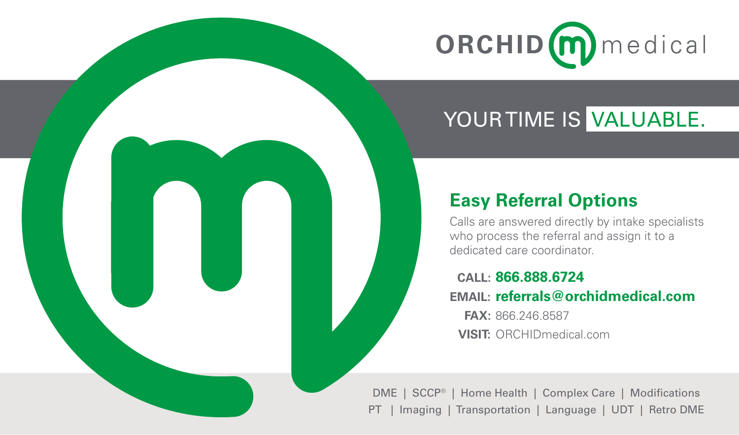ORCHID medical

# YOUR TIME IS VALUABLE.

## Easy Referral Options

Calls are answered directly by intake specialists who process the referral and assign it to a dedicated care coordinator.

**CALL:** **866.888.6724**

**EMAIL:** **referrals@orchidmedical.com**

**FAX:** 866.246.8587

**VISIT:** ORCHIDmedical.com

DME | SCCP® | Home Health | Complex Care | Modifications
PT | Imaging | Transportation | Language | UDT | Retro DME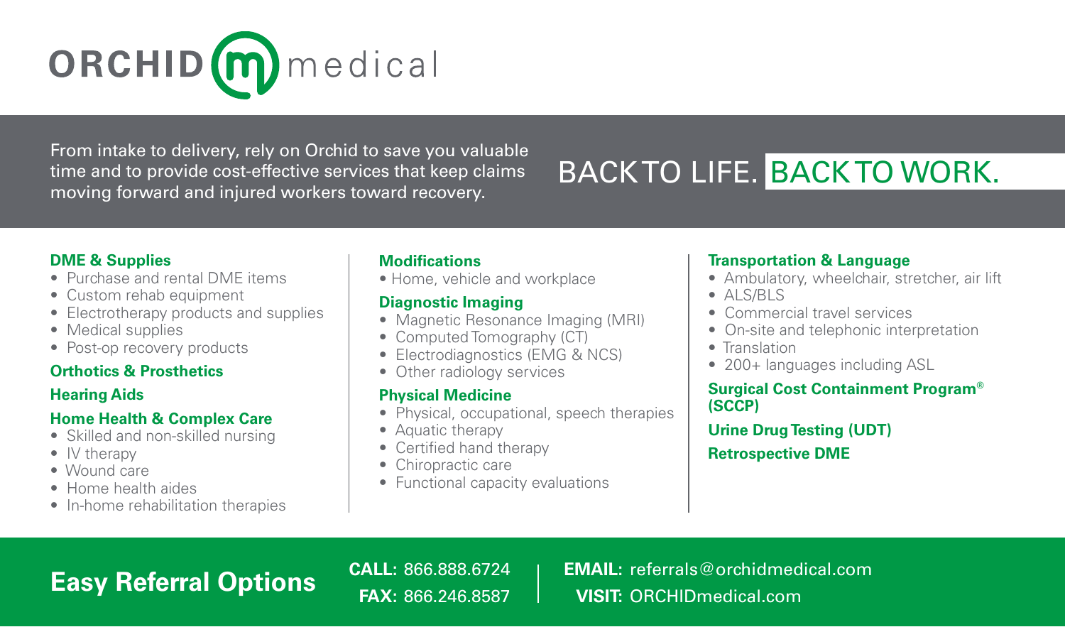# ORCHID medical

From intake to delivery, rely on Orchid to save you valuable time and to provide cost-effective services that keep claims moving forward and injured workers toward recovery.

BACK TO LIFE. BACK TO WORK.

### DME & Supplies

- Purchase and rental DME items
- Custom rehab equipment
- Electrotherapy products and supplies
- Medical supplies
- Post-op recovery products

### Orthotics & Prosthetics

### Hearing Aids

### Home Health & Complex Care

- Skilled and non-skilled nursing
- IV therapy
- Wound care
- Home health aides
- In-home rehabilitation therapies

### Modifications

- Home, vehicle and workplace

### Diagnostic Imaging

- Magnetic Resonance Imaging (MRI)
- Computed Tomography (CT)
- Electrodiagnostics (EMG & NCS)
- Other radiology services

### Physical Medicine

- Physical, occupational, speech therapies
- Aquatic therapy
- Certified hand therapy
- Chiropractic care
- Functional capacity evaluations

### Transportation & Language

- Ambulatory, wheelchair, stretcher, air lift
- ALS/BLS
- Commercial travel services
- On-site and telephonic interpretation
- Translation
- 200+ languages including ASL

### Surgical Cost Containment Program® (SCCP)

### Urine Drug Testing (UDT)

### Retrospective DME

## Easy Referral Options

**CALL:** 866.888.6724
**FAX:** 866.246.8587

**EMAIL:** referrals@orchidmedical.com
**VISIT:** ORCHIDmedical.com